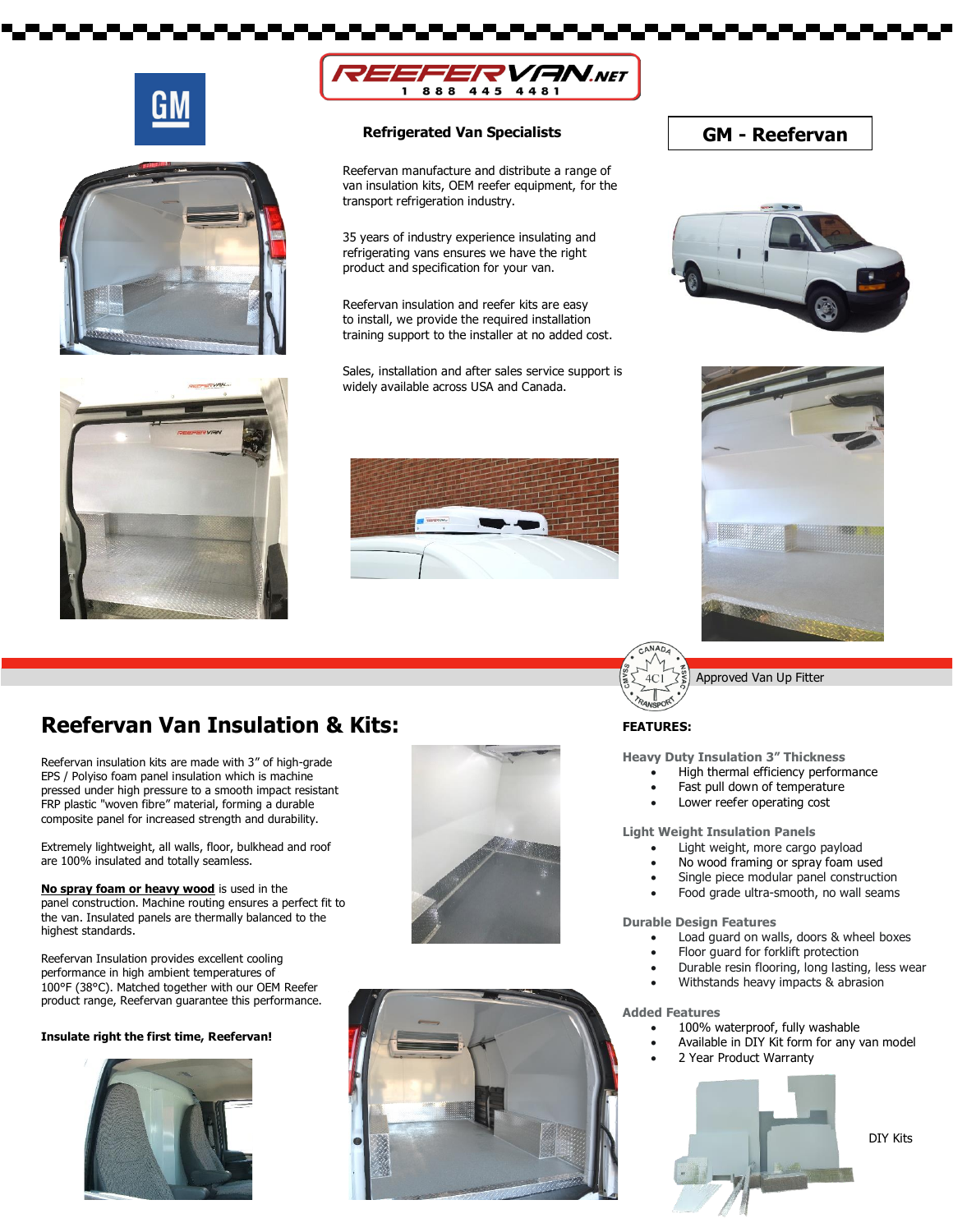REEFERVAN.NET
1 888 445 4481

GM

## GM - Reefervan

### Refrigerated Van Specialists

Reefervan manufacture and distribute a range of van insulation kits, OEM reefer equipment, for the transport refrigeration industry.

35 years of industry experience insulating and refrigerating vans ensures we have the right product and specification for your van.

Reefervan insulation and reefer kits are easy to install, we provide the required installation training support to the installer at no added cost.

Sales, installation and after sales service support is widely available across USA and Canada.

Approved Van Up Fitter

## Reefervan Van Insulation & Kits:

Reefervan insulation kits are made with 3" of high-grade EPS / Polyiso foam panel insulation which is machine pressed under high pressure to a smooth impact resistant FRP plastic "woven fibre" material, forming a durable composite panel for increased strength and durability.

Extremely lightweight, all walls, floor, bulkhead and roof are 100% insulated and totally seamless.

**No spray foam or heavy wood** is used in the panel construction. Machine routing ensures a perfect fit to the van. Insulated panels are thermally balanced to the highest standards.

Reefervan Insulation provides excellent cooling performance in high ambient temperatures of 100°F (38°C). Matched together with our OEM Reefer product range, Reefervan guarantee this performance.

**Insulate right the first time, Reefervan!**

### FEATURES:

**Heavy Duty Insulation 3" Thickness**

- High thermal efficiency performance
- Fast pull down of temperature
- Lower reefer operating cost

**Light Weight Insulation Panels**

- Light weight, more cargo payload
- No wood framing or spray foam used
- Single piece modular panel construction
- Food grade ultra-smooth, no wall seams

**Durable Design Features**

- Load guard on walls, doors & wheel boxes
- Floor guard for forklift protection
- Durable resin flooring, long lasting, less wear
- Withstands heavy impacts & abrasion

**Added Features**

- 100% waterproof, fully washable
- Available in DIY Kit form for any van model
- 2 Year Product Warranty

DIY Kits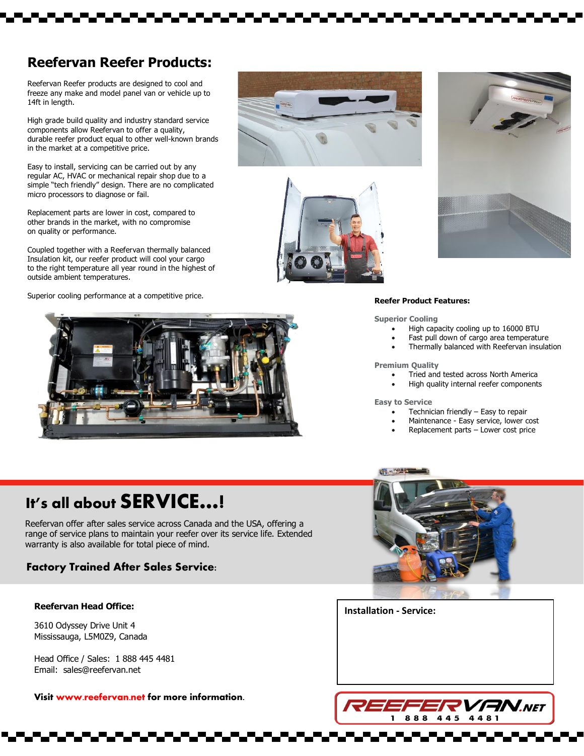# Reefervan Reefer Products:

Reefervan Reefer products are designed to cool and freeze any make and model panel van or vehicle up to 14ft in length.

High grade build quality and industry standard service components allow Reefervan to offer a quality, durable reefer product equal to other well-known brands in the market at a competitive price.

Easy to install, servicing can be carried out by any regular AC, HVAC or mechanical repair shop due to a simple "tech friendly" design. There are no complicated micro processors to diagnose or fail.

Replacement parts are lower in cost, compared to other brands in the market, with no compromise on quality or performance.

Coupled together with a Reefervan thermally balanced Insulation kit, our reefer product will cool your cargo to the right temperature all year round in the highest of outside ambient temperatures.

Superior cooling performance at a competitive price.

**Reefer Product Features:**

**Superior Cooling**

- High capacity cooling up to 16000 BTU
- Fast pull down of cargo area temperature
- Thermally balanced with Reefervan insulation

**Premium Quality**

- Tried and tested across North America
- High quality internal reefer components

**Easy to Service**

- Technician friendly – Easy to repair
- Maintenance - Easy service, lower cost
- Replacement parts – Lower cost price

## It's all about SERVICE...!

Reefervan offer after sales service across Canada and the USA, offering a range of service plans to maintain your reefer over its service life. Extended warranty is also available for total piece of mind.

### Factory Trained After Sales Service:

**Reefervan Head Office:**

3610 Odyssey Drive Unit 4
Mississauga, L5M0Z9, Canada

Head Office / Sales: 1 888 445 4481
Email: sales@reefervan.net

**Visit www.reefervan.net for more information.**

**Installation - Service:**

REEFERVAN.NET
1 888 445 4481